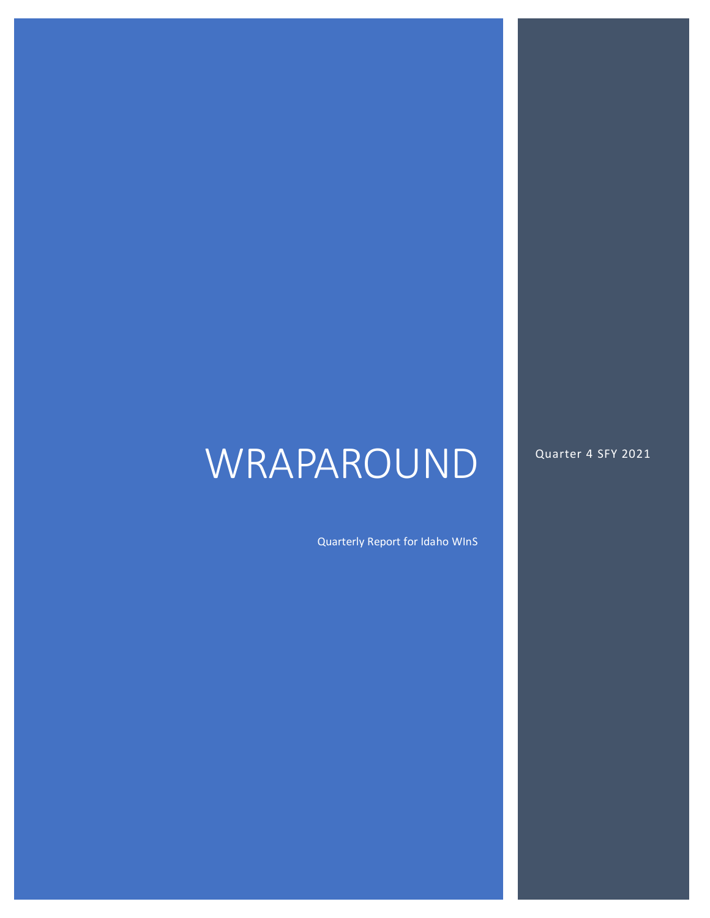# WRAPAROUND

Quarterly Report for Idaho WInS

Quarter 4 SFY 2021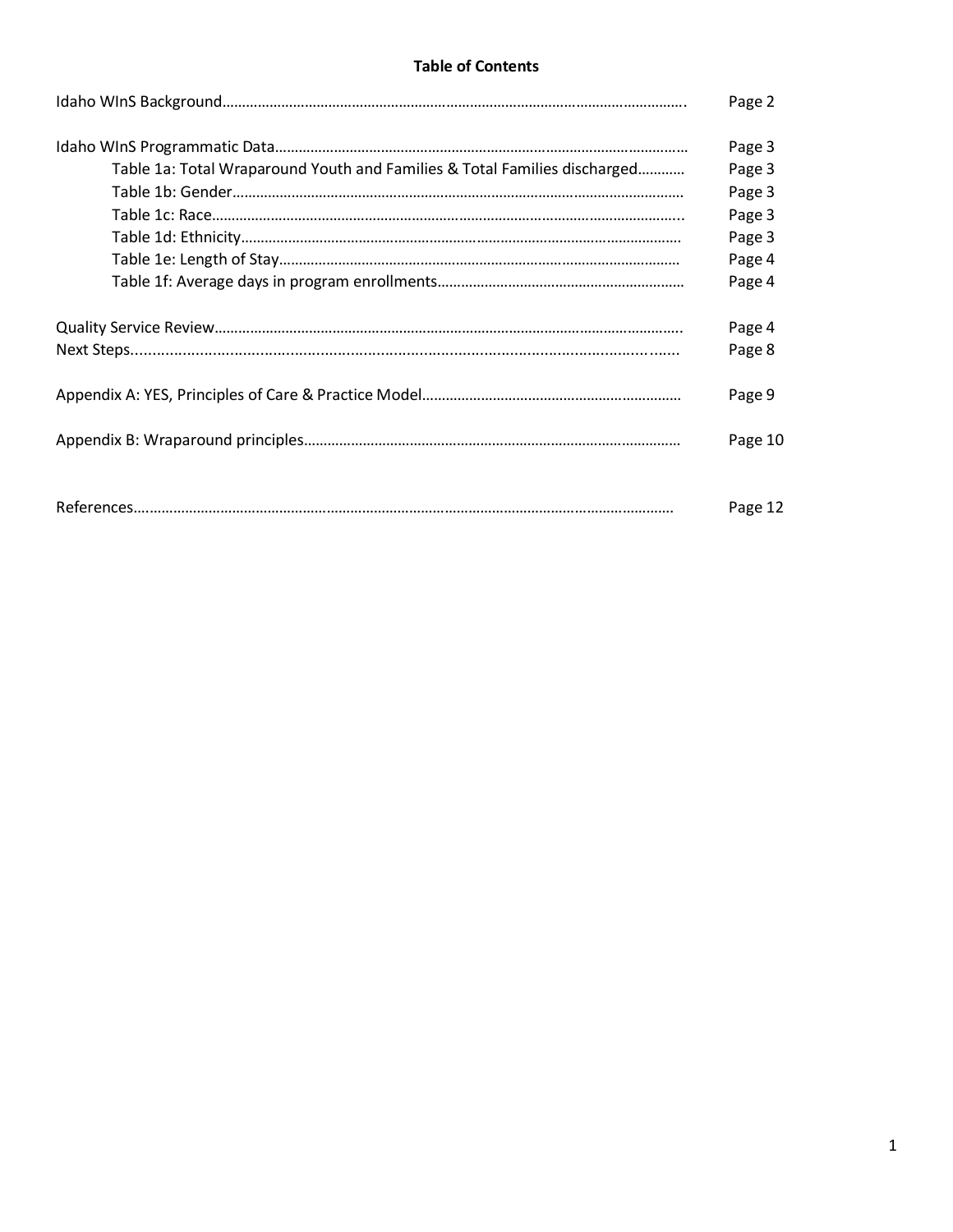## Table of Contents

| | |
|---|---|
| Idaho WInS Background | Page 2 |
| Idaho WInS Programmatic Data | Page 3 |
| Table 1a: Total Wraparound Youth and Families & Total Families discharged | Page 3 |
| Table 1b: Gender | Page 3 |
| Table 1c: Race | Page 3 |
| Table 1d: Ethnicity | Page 3 |
| Table 1e: Length of Stay | Page 4 |
| Table 1f: Average days in program enrollments | Page 4 |
| Quality Service Review | Page 4 |
| Next Steps | Page 8 |
| Appendix A: YES, Principles of Care & Practice Model | Page 9 |
| Appendix B: Wraparound principles | Page 10 |
| References | Page 12 |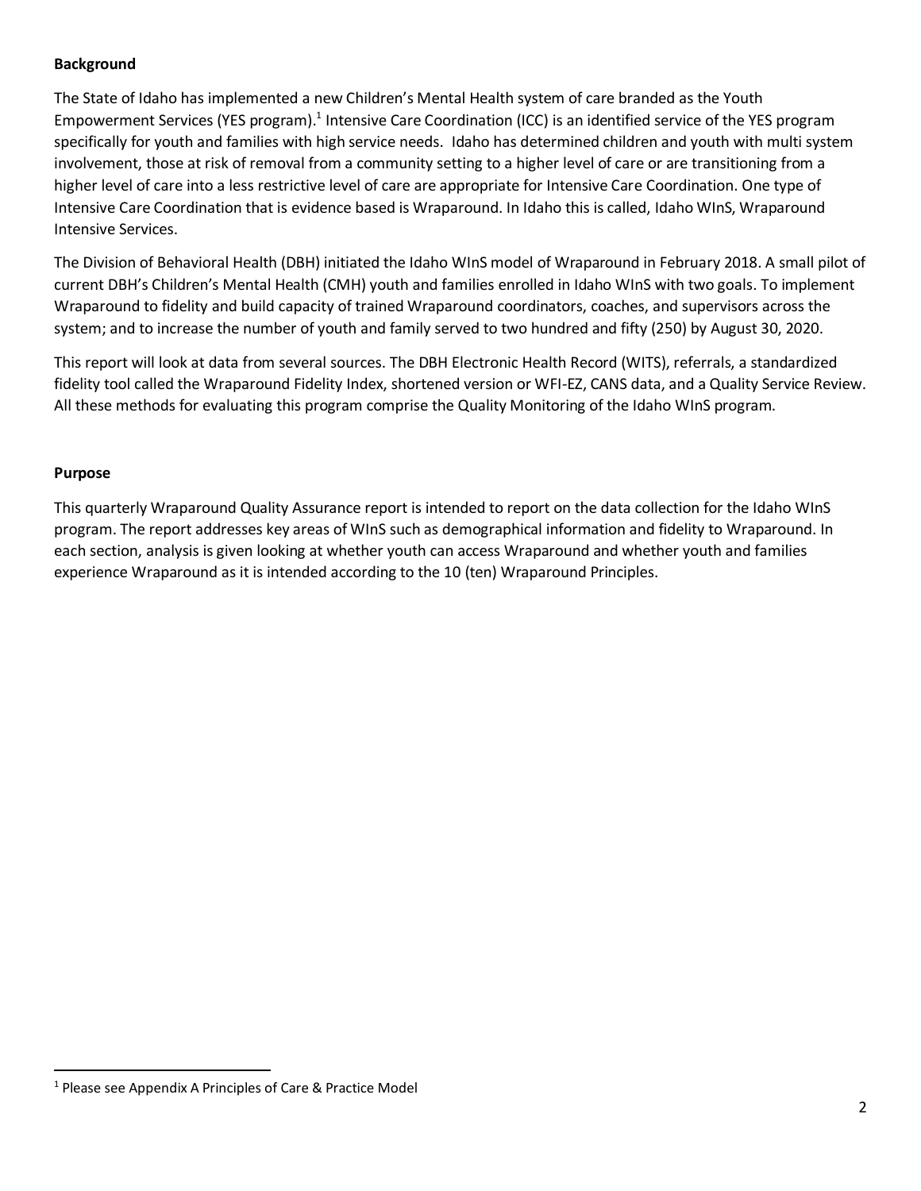**Background**

The State of Idaho has implemented a new Children's Mental Health system of care branded as the Youth Empowerment Services (YES program).[1] Intensive Care Coordination (ICC) is an identified service of the YES program specifically for youth and families with high service needs. Idaho has determined children and youth with multi system involvement, those at risk of removal from a community setting to a higher level of care or are transitioning from a higher level of care into a less restrictive level of care are appropriate for Intensive Care Coordination. One type of Intensive Care Coordination that is evidence based is Wraparound. In Idaho this is called, Idaho WInS, Wraparound Intensive Services.

The Division of Behavioral Health (DBH) initiated the Idaho WInS model of Wraparound in February 2018. A small pilot of current DBH's Children's Mental Health (CMH) youth and families enrolled in Idaho WInS with two goals. To implement Wraparound to fidelity and build capacity of trained Wraparound coordinators, coaches, and supervisors across the system; and to increase the number of youth and family served to two hundred and fifty (250) by August 30, 2020.

This report will look at data from several sources. The DBH Electronic Health Record (WITS), referrals, a standardized fidelity tool called the Wraparound Fidelity Index, shortened version or WFI-EZ, CANS data, and a Quality Service Review. All these methods for evaluating this program comprise the Quality Monitoring of the Idaho WInS program.

**Purpose**

This quarterly Wraparound Quality Assurance report is intended to report on the data collection for the Idaho WInS program. The report addresses key areas of WInS such as demographical information and fidelity to Wraparound. In each section, analysis is given looking at whether youth can access Wraparound and whether youth and families experience Wraparound as it is intended according to the 10 (ten) Wraparound Principles.

[1] Please see Appendix A Principles of Care & Practice Model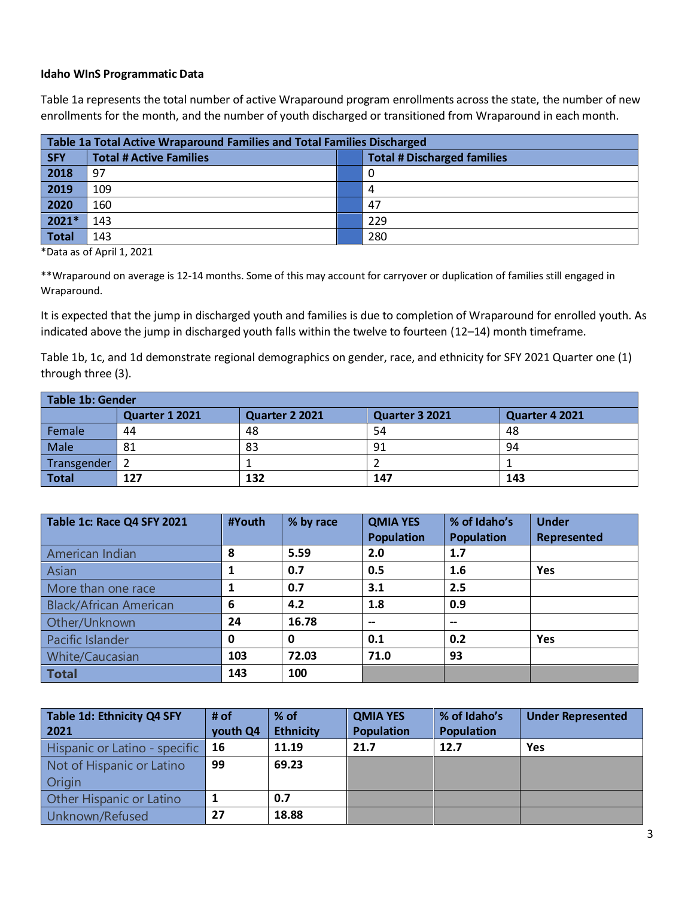**Idaho WInS Programmatic Data**

Table 1a represents the total number of active Wraparound program enrollments across the state, the number of new enrollments for the month, and the number of youth discharged or transitioned from Wraparound in each month.

| Table 1a Total Active Wraparound Families and Total Families Discharged | | | |
|---|---|---|---|
| **SFY** | **Total # Active Families** | | **Total # Discharged families** |
| **2018** | 97 | | 0 |
| **2019** | 109 | | 4 |
| **2020** | 160 | | 47 |
| **2021*** | 143 | | 229 |
| **Total** | 143 | | 280 |

*Data as of April 1, 2021

**Wraparound on average is 12-14 months. Some of this may account for carryover or duplication of families still engaged in Wraparound.

It is expected that the jump in discharged youth and families is due to completion of Wraparound for enrolled youth. As indicated above the jump in discharged youth falls within the twelve to fourteen (12–14) month timeframe.

Table 1b, 1c, and 1d demonstrate regional demographics on gender, race, and ethnicity for SFY 2021 Quarter one (1) through three (3).

| Table 1b: Gender | | | | |
|---|---|---|---|---|
| | **Quarter 1 2021** | **Quarter 2 2021** | **Quarter 3 2021** | **Quarter 4 2021** |
| Female | 44 | 48 | 54 | 48 |
| Male | 81 | 83 | 91 | 94 |
| Transgender | 2 | 1 | 2 | 1 |
| **Total** | **127** | **132** | **147** | **143** |

| Table 1c: Race Q4 SFY 2021 | #Youth | % by race | QMIA YES Population | % of Idaho's Population | Under Represented |
|---|---|---|---|---|---|
| American Indian | **8** | **5.59** | **2.0** | **1.7** | |
| Asian | **1** | **0.7** | **0.5** | **1.6** | **Yes** |
| More than one race | **1** | **0.7** | **3.1** | **2.5** | |
| Black/African American | **6** | **4.2** | **1.8** | **0.9** | |
| Other/Unknown | **24** | **16.78** | **--** | **--** | |
| Pacific Islander | **0** | **0** | **0.1** | **0.2** | **Yes** |
| White/Caucasian | **103** | **72.03** | **71.0** | **93** | |
| **Total** | **143** | **100** | | | |

| Table 1d: Ethnicity Q4 SFY 2021 | # of youth Q4 | % of Ethnicity | QMIA YES Population | % of Idaho's Population | Under Represented |
|---|---|---|---|---|---|
| Hispanic or Latino - specific | **16** | **11.19** | **21.7** | **12.7** | **Yes** |
| Not of Hispanic or Latino Origin | **99** | **69.23** | | | |
| Other Hispanic or Latino | **1** | **0.7** | | | |
| Unknown/Refused | **27** | **18.88** | | | |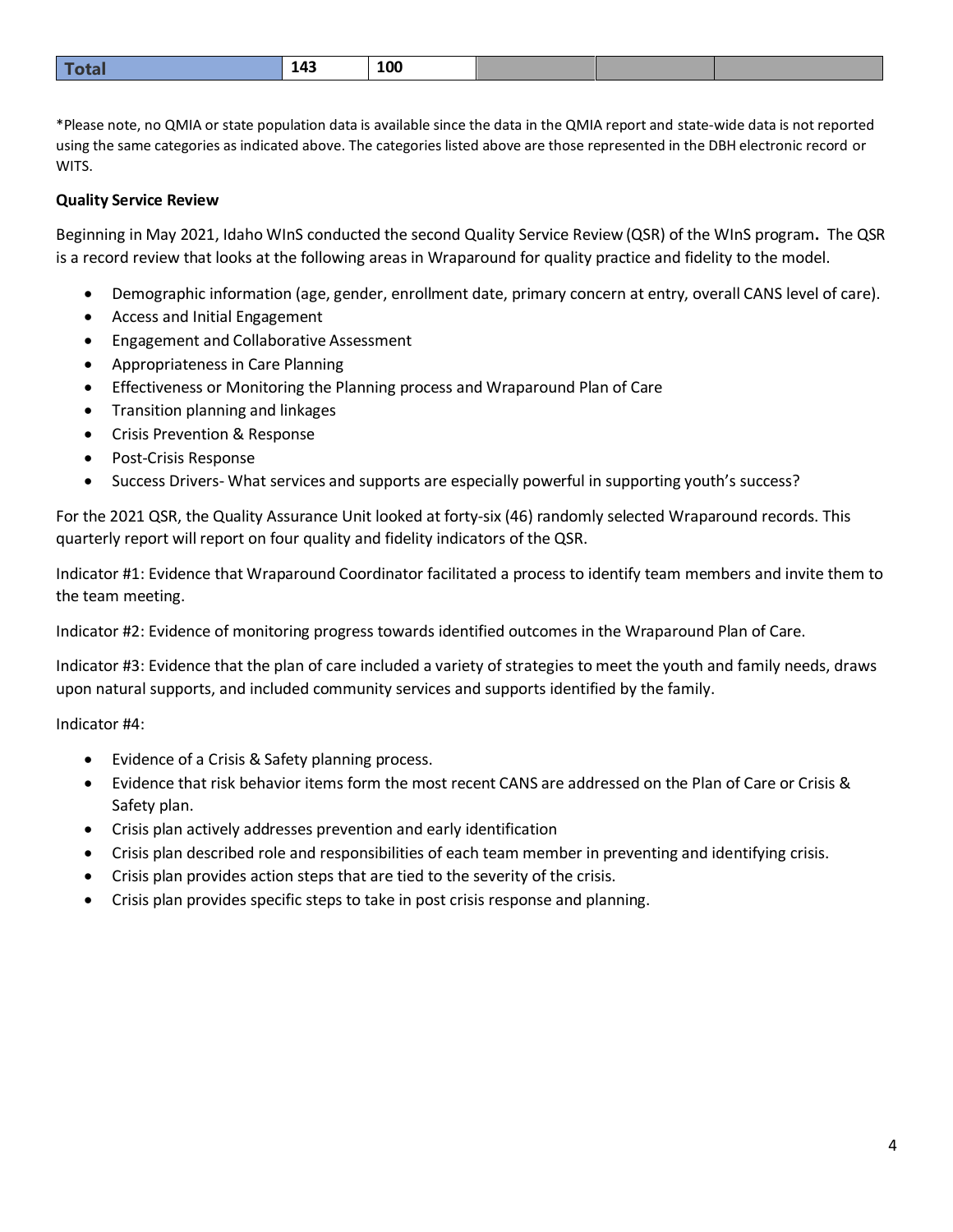| Total | 143 | 100 | | | |
|---|---|---|---|---|---|

*Please note, no QMIA or state population data is available since the data in the QMIA report and state-wide data is not reported using the same categories as indicated above. The categories listed above are those represented in the DBH electronic record or WITS.

**Quality Service Review**

Beginning in May 2021, Idaho WInS conducted the second Quality Service Review (QSR) of the WInS program**.** The QSR is a record review that looks at the following areas in Wraparound for quality practice and fidelity to the model.

- Demographic information (age, gender, enrollment date, primary concern at entry, overall CANS level of care).
- Access and Initial Engagement
- Engagement and Collaborative Assessment
- Appropriateness in Care Planning
- Effectiveness or Monitoring the Planning process and Wraparound Plan of Care
- Transition planning and linkages
- Crisis Prevention & Response
- Post-Crisis Response
- Success Drivers- What services and supports are especially powerful in supporting youth's success?

For the 2021 QSR, the Quality Assurance Unit looked at forty-six (46) randomly selected Wraparound records. This quarterly report will report on four quality and fidelity indicators of the QSR.

Indicator #1: Evidence that Wraparound Coordinator facilitated a process to identify team members and invite them to the team meeting.

Indicator #2: Evidence of monitoring progress towards identified outcomes in the Wraparound Plan of Care.

Indicator #3: Evidence that the plan of care included a variety of strategies to meet the youth and family needs, draws upon natural supports, and included community services and supports identified by the family.

Indicator #4:

- Evidence of a Crisis & Safety planning process.
- Evidence that risk behavior items form the most recent CANS are addressed on the Plan of Care or Crisis & Safety plan.
- Crisis plan actively addresses prevention and early identification
- Crisis plan described role and responsibilities of each team member in preventing and identifying crisis.
- Crisis plan provides action steps that are tied to the severity of the crisis.
- Crisis plan provides specific steps to take in post crisis response and planning.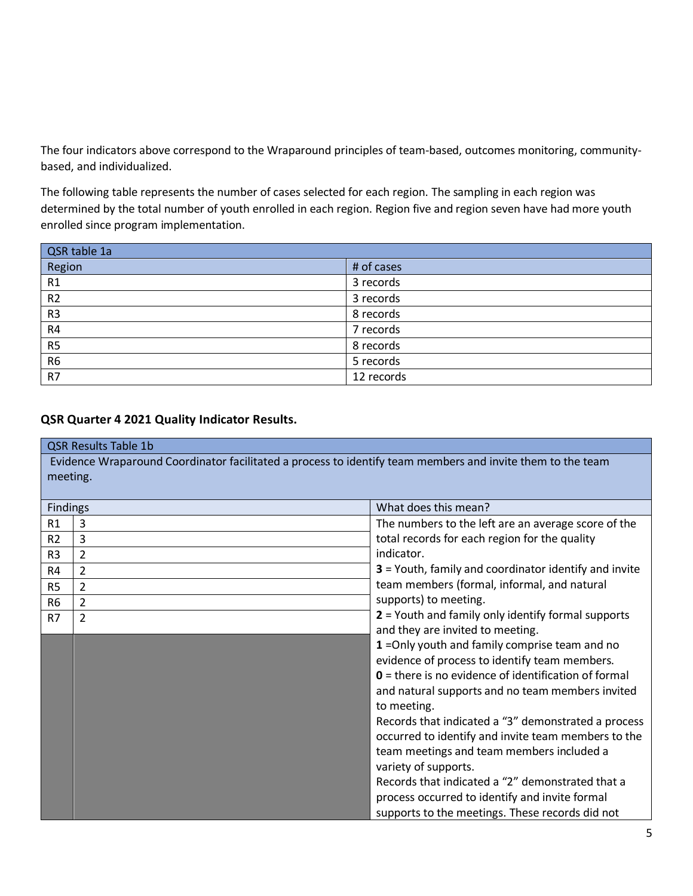The four indicators above correspond to the Wraparound principles of team-based, outcomes monitoring, community-based, and individualized.

The following table represents the number of cases selected for each region. The sampling in each region was determined by the total number of youth enrolled in each region. Region five and region seven have had more youth enrolled since program implementation.

| QSR table 1a | |
|---|---|
| Region | # of cases |
| R1 | 3 records |
| R2 | 3 records |
| R3 | 8 records |
| R4 | 7 records |
| R5 | 8 records |
| R6 | 5 records |
| R7 | 12 records |

**QSR Quarter 4 2021 Quality Indicator Results.**

| QSR Results Table 1b | | |
|---|---|---|
| Evidence Wraparound Coordinator facilitated a process to identify team members and invite them to the team meeting. | | |
| Findings | | What does this mean? |
| R1 | 3 | The numbers to the left are an average score of the total records for each region for the quality indicator. **3** = Youth, family and coordinator identify and invite team members (formal, informal, and natural supports) to meeting. **2** = Youth and family only identify formal supports and they are invited to meeting. **1** =Only youth and family comprise team and no evidence of process to identify team members. **0** = there is no evidence of identification of formal and natural supports and no team members invited to meeting. Records that indicated a "3" demonstrated a process occurred to identify and invite team members to the team meetings and team members included a variety of supports. Records that indicated a "2" demonstrated that a process occurred to identify and invite formal supports to the meetings. These records did not |
| R2 | 3 | |
| R3 | 2 | |
| R4 | 2 | |
| R5 | 2 | |
| R6 | 2 | |
| R7 | 2 | |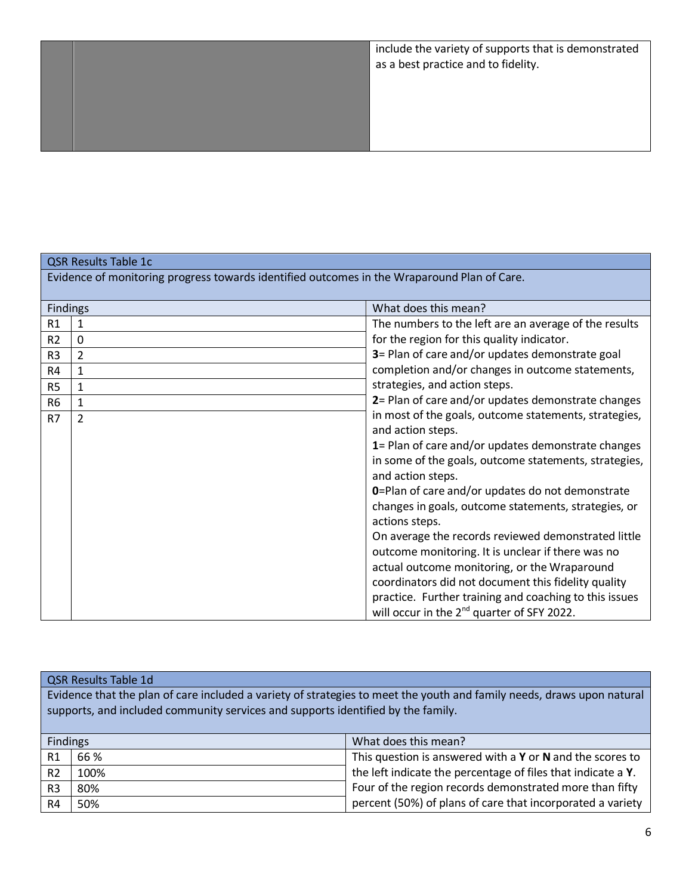| | | include the variety of supports that is demonstrated as a best practice and to fidelity. |
|---|---|---|

| QSR Results Table 1c | | |
|---|---|---|
| Evidence of monitoring progress towards identified outcomes in the Wraparound Plan of Care. | | |
| Findings | | What does this mean? |
| R1 | 1 | The numbers to the left are an average of the results for the region for this quality indicator.<br>**3**= Plan of care and/or updates demonstrate goal completion and/or changes in outcome statements, strategies, and action steps.<br>**2**= Plan of care and/or updates demonstrate changes in most of the goals, outcome statements, strategies, and action steps.<br>**1**= Plan of care and/or updates demonstrate changes in some of the goals, outcome statements, strategies, and action steps.<br>**0**=Plan of care and/or updates do not demonstrate changes in goals, outcome statements, strategies, or actions steps.<br>On average the records reviewed demonstrated little outcome monitoring. It is unclear if there was no actual outcome monitoring, or the Wraparound coordinators did not document this fidelity quality practice. Further training and coaching to this issues will occur in the 2nd quarter of SFY 2022. |
| R2 | 0 | |
| R3 | 2 | |
| R4 | 1 | |
| R5 | 1 | |
| R6 | 1 | |
| R7 | 2 | |

| QSR Results Table 1d | | |
|---|---|---|
| Evidence that the plan of care included a variety of strategies to meet the youth and family needs, draws upon natural supports, and included community services and supports identified by the family. | | |
| Findings | | What does this mean? |
| R1 | 66 % | This question is answered with a **Y** or **N** and the scores to the left indicate the percentage of files that indicate a **Y**. Four of the region records demonstrated more than fifty percent (50%) of plans of care that incorporated a variety |
| R2 | 100% | |
| R3 | 80% | |
| R4 | 50% | |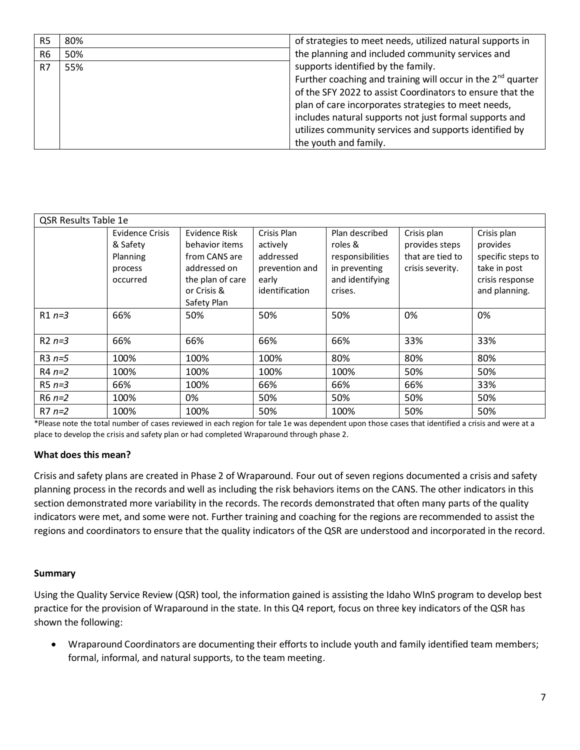| R5 | 80% | of strategies to meet needs, utilized natural supports in the planning and included community services and supports identified by the family. |
|---|---|---|
| R6 | 50% | |
| R7 | 55% | Further coaching and training will occur in the 2nd quarter of the SFY 2022 to assist Coordinators to ensure that the plan of care incorporates strategies to meet needs, includes natural supports not just formal supports and utilizes community services and supports identified by the youth and family. |

| QSR Results Table 1e | | | | | | |
|---|---|---|---|---|---|---|
| | Evidence Crisis & Safety Planning process occurred | Evidence Risk behavior items from CANS are addressed on the plan of care or Crisis & Safety Plan | Crisis Plan actively addressed prevention and early identification | Plan described roles & responsibilities in preventing and identifying crises. | Crisis plan provides steps that are tied to crisis severity. | Crisis plan provides specific steps to take in post crisis response and planning. |
| R1 *n=3* | 66% | 50% | 50% | 50% | 0% | 0% |
| R2 *n=3* | 66% | 66% | 66% | 66% | 33% | 33% |
| R3 *n=5* | 100% | 100% | 100% | 80% | 80% | 80% |
| R4 *n=2* | 100% | 100% | 100% | 100% | 50% | 50% |
| R5 *n=3* | 66% | 100% | 66% | 66% | 66% | 33% |
| R6 *n=2* | 100% | 0% | 50% | 50% | 50% | 50% |
| R7 *n=2* | 100% | 100% | 50% | 100% | 50% | 50% |

*Please note the total number of cases reviewed in each region for tale 1e was dependent upon those cases that identified a crisis and were at a place to develop the crisis and safety plan or had completed Wraparound through phase 2.

**What does this mean?**

Crisis and safety plans are created in Phase 2 of Wraparound. Four out of seven regions documented a crisis and safety planning process in the records and well as including the risk behaviors items on the CANS. The other indicators in this section demonstrated more variability in the records. The records demonstrated that often many parts of the quality indicators were met, and some were not. Further training and coaching for the regions are recommended to assist the regions and coordinators to ensure that the quality indicators of the QSR are understood and incorporated in the record.

**Summary**

Using the Quality Service Review (QSR) tool, the information gained is assisting the Idaho WInS program to develop best practice for the provision of Wraparound in the state. In this Q4 report, focus on three key indicators of the QSR has shown the following:

- Wraparound Coordinators are documenting their efforts to include youth and family identified team members; formal, informal, and natural supports, to the team meeting.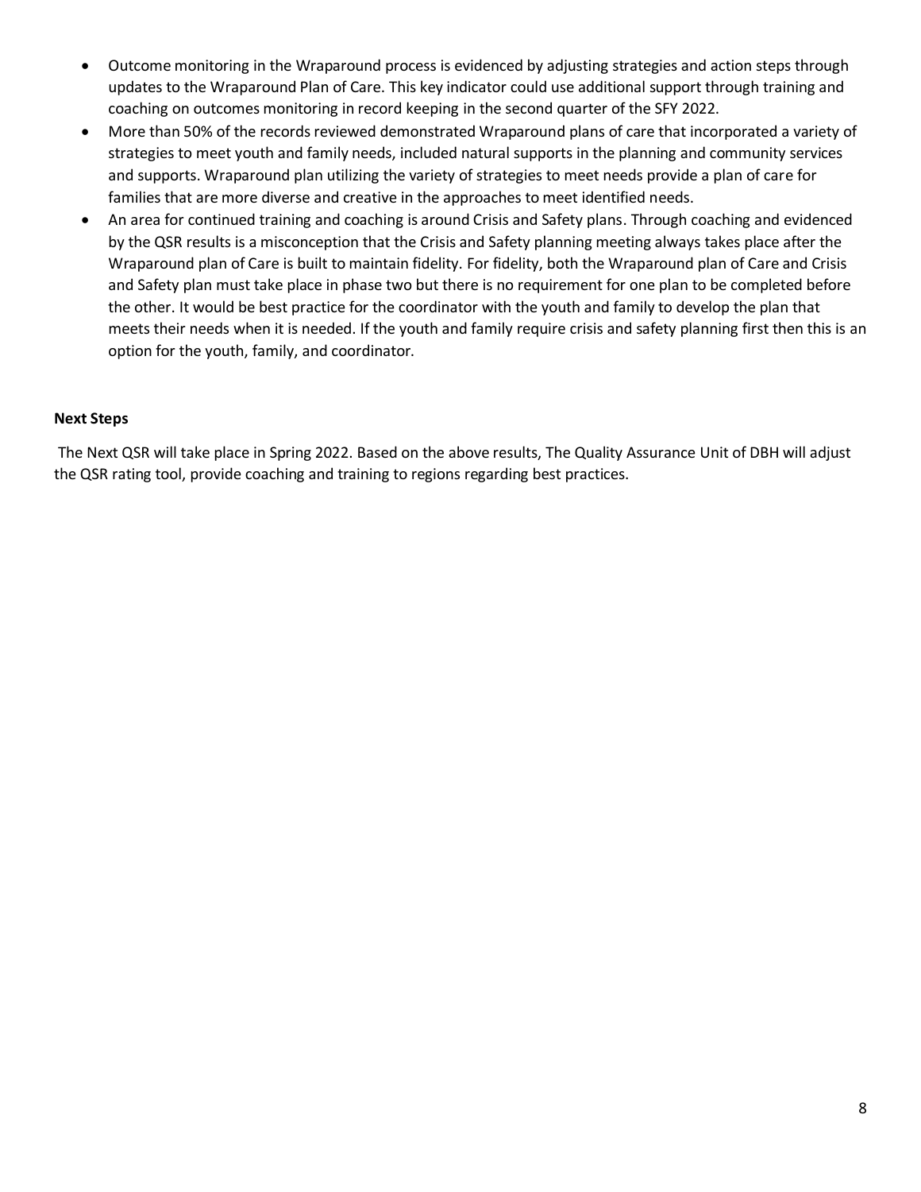- Outcome monitoring in the Wraparound process is evidenced by adjusting strategies and action steps through updates to the Wraparound Plan of Care. This key indicator could use additional support through training and coaching on outcomes monitoring in record keeping in the second quarter of the SFY 2022.
- More than 50% of the records reviewed demonstrated Wraparound plans of care that incorporated a variety of strategies to meet youth and family needs, included natural supports in the planning and community services and supports. Wraparound plan utilizing the variety of strategies to meet needs provide a plan of care for families that are more diverse and creative in the approaches to meet identified needs.
- An area for continued training and coaching is around Crisis and Safety plans. Through coaching and evidenced by the QSR results is a misconception that the Crisis and Safety planning meeting always takes place after the Wraparound plan of Care is built to maintain fidelity. For fidelity, both the Wraparound plan of Care and Crisis and Safety plan must take place in phase two but there is no requirement for one plan to be completed before the other. It would be best practice for the coordinator with the youth and family to develop the plan that meets their needs when it is needed. If the youth and family require crisis and safety planning first then this is an option for the youth, family, and coordinator.

**Next Steps**

The Next QSR will take place in Spring 2022. Based on the above results, The Quality Assurance Unit of DBH will adjust the QSR rating tool, provide coaching and training to regions regarding best practices.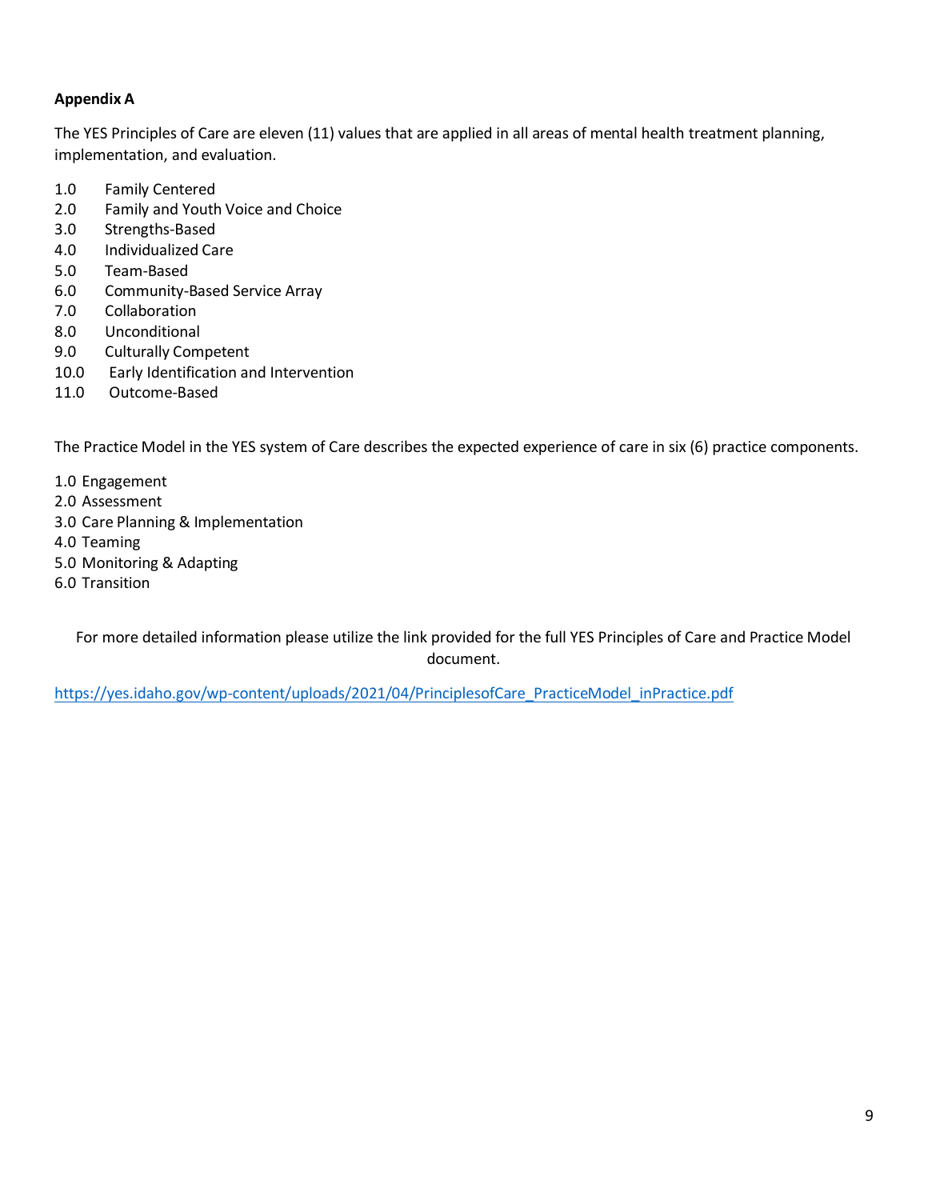**Appendix A**

The YES Principles of Care are eleven (11) values that are applied in all areas of mental health treatment planning, implementation, and evaluation.

1.0 Family Centered
2.0 Family and Youth Voice and Choice
3.0 Strengths-Based
4.0 Individualized Care
5.0 Team-Based
6.0 Community-Based Service Array
7.0 Collaboration
8.0 Unconditional
9.0 Culturally Competent
10.0 Early Identification and Intervention
11.0 Outcome-Based

The Practice Model in the YES system of Care describes the expected experience of care in six (6) practice components.

1.0 Engagement
2.0 Assessment
3.0 Care Planning & Implementation
4.0 Teaming
5.0 Monitoring & Adapting
6.0 Transition

For more detailed information please utilize the link provided for the full YES Principles of Care and Practice Model document.

https://yes.idaho.gov/wp-content/uploads/2021/04/PrinciplesofCare_PracticeModel_inPractice.pdf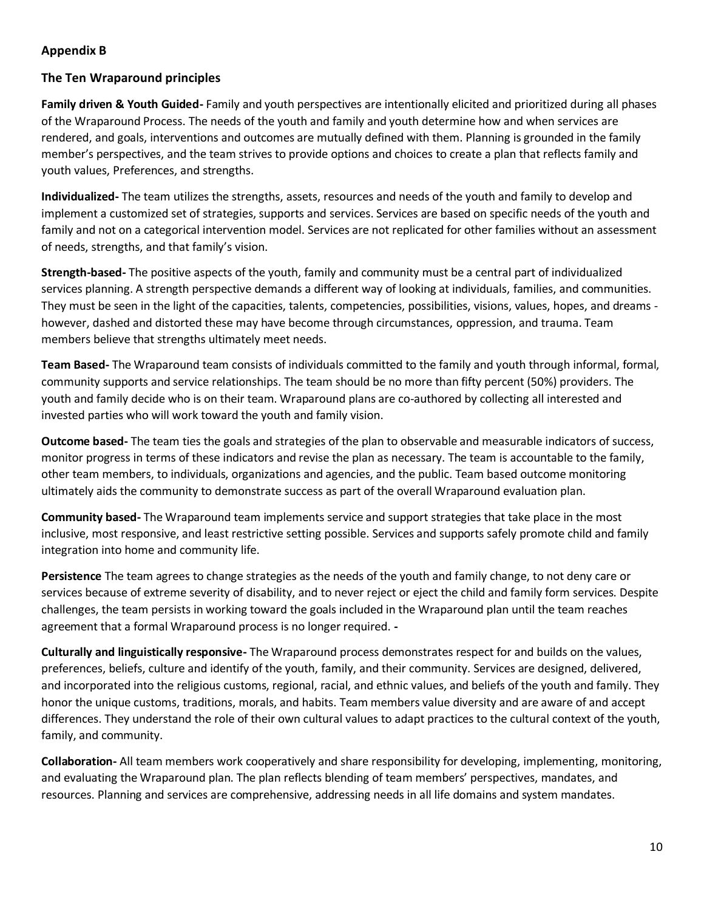**Appendix B**

**The Ten Wraparound principles**

**Family driven & Youth Guided-** Family and youth perspectives are intentionally elicited and prioritized during all phases of the Wraparound Process. The needs of the youth and family and youth determine how and when services are rendered, and goals, interventions and outcomes are mutually defined with them. Planning is grounded in the family member's perspectives, and the team strives to provide options and choices to create a plan that reflects family and youth values, Preferences, and strengths.

**Individualized-** The team utilizes the strengths, assets, resources and needs of the youth and family to develop and implement a customized set of strategies, supports and services. Services are based on specific needs of the youth and family and not on a categorical intervention model. Services are not replicated for other families without an assessment of needs, strengths, and that family's vision.

**Strength-based-** The positive aspects of the youth, family and community must be a central part of individualized services planning. A strength perspective demands a different way of looking at individuals, families, and communities. They must be seen in the light of the capacities, talents, competencies, possibilities, visions, values, hopes, and dreams - however, dashed and distorted these may have become through circumstances, oppression, and trauma. Team members believe that strengths ultimately meet needs.

**Team Based-** The Wraparound team consists of individuals committed to the family and youth through informal, formal, community supports and service relationships. The team should be no more than fifty percent (50%) providers. The youth and family decide who is on their team. Wraparound plans are co-authored by collecting all interested and invested parties who will work toward the youth and family vision.

**Outcome based-** The team ties the goals and strategies of the plan to observable and measurable indicators of success, monitor progress in terms of these indicators and revise the plan as necessary. The team is accountable to the family, other team members, to individuals, organizations and agencies, and the public. Team based outcome monitoring ultimately aids the community to demonstrate success as part of the overall Wraparound evaluation plan.

**Community based-** The Wraparound team implements service and support strategies that take place in the most inclusive, most responsive, and least restrictive setting possible. Services and supports safely promote child and family integration into home and community life.

**Persistence** The team agrees to change strategies as the needs of the youth and family change, to not deny care or services because of extreme severity of disability, and to never reject or eject the child and family form services. Despite challenges, the team persists in working toward the goals included in the Wraparound plan until the team reaches agreement that a formal Wraparound process is no longer required. **-**

**Culturally and linguistically responsive-** The Wraparound process demonstrates respect for and builds on the values, preferences, beliefs, culture and identify of the youth, family, and their community. Services are designed, delivered, and incorporated into the religious customs, regional, racial, and ethnic values, and beliefs of the youth and family. They honor the unique customs, traditions, morals, and habits. Team members value diversity and are aware of and accept differences. They understand the role of their own cultural values to adapt practices to the cultural context of the youth, family, and community.

**Collaboration-** All team members work cooperatively and share responsibility for developing, implementing, monitoring, and evaluating the Wraparound plan. The plan reflects blending of team members' perspectives, mandates, and resources. Planning and services are comprehensive, addressing needs in all life domains and system mandates.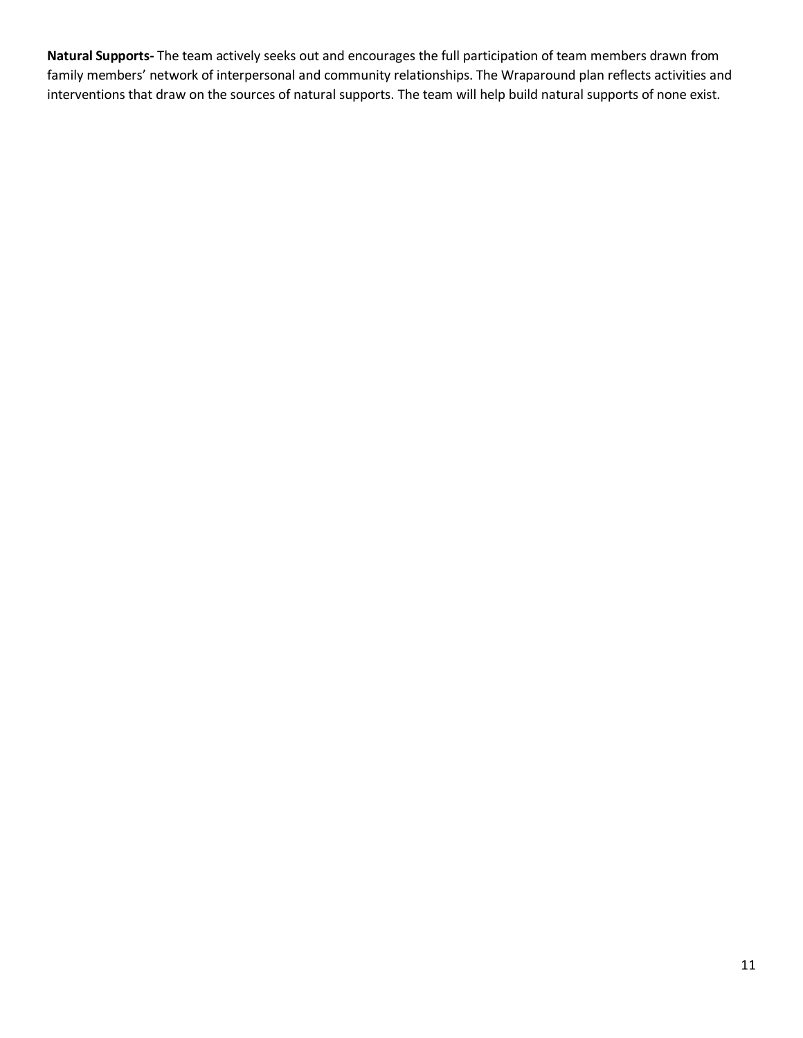**Natural Supports-** The team actively seeks out and encourages the full participation of team members drawn from family members' network of interpersonal and community relationships. The Wraparound plan reflects activities and interventions that draw on the sources of natural supports. The team will help build natural supports of none exist.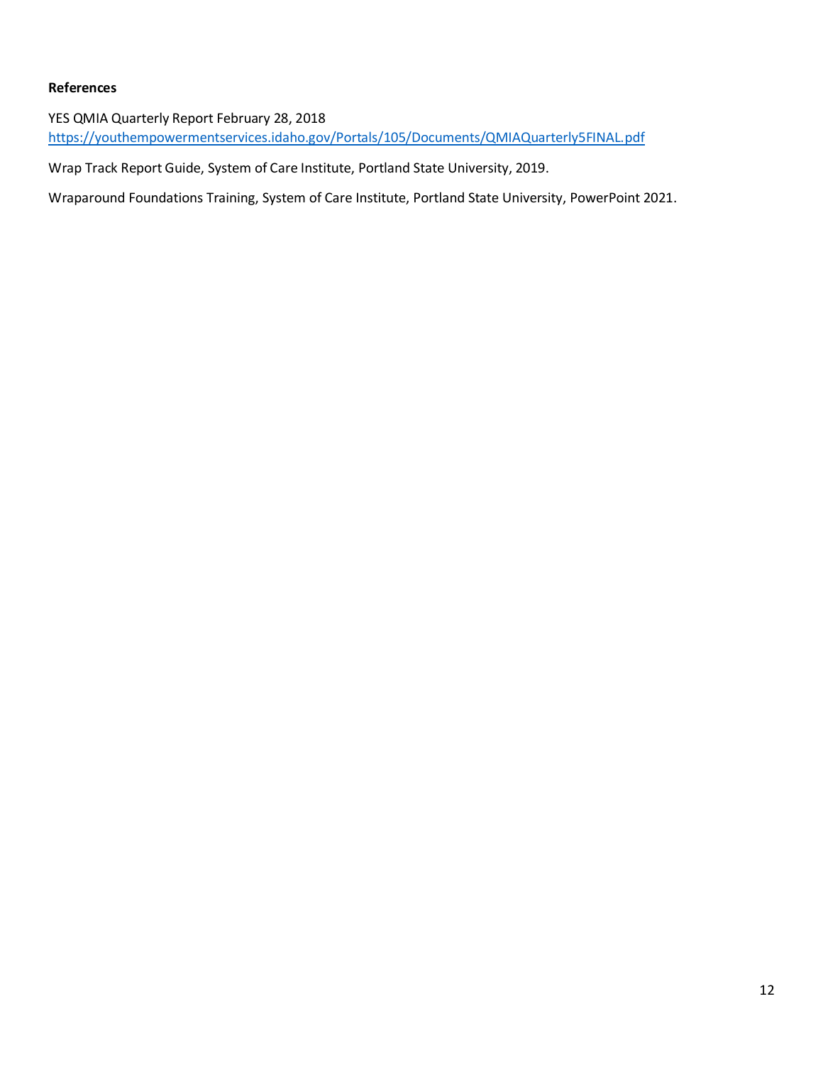**References**

YES QMIA Quarterly Report February 28, 2018
https://youthempowermentservices.idaho.gov/Portals/105/Documents/QMIAQuarterly5FINAL.pdf

Wrap Track Report Guide, System of Care Institute, Portland State University, 2019.

Wraparound Foundations Training, System of Care Institute, Portland State University, PowerPoint 2021.